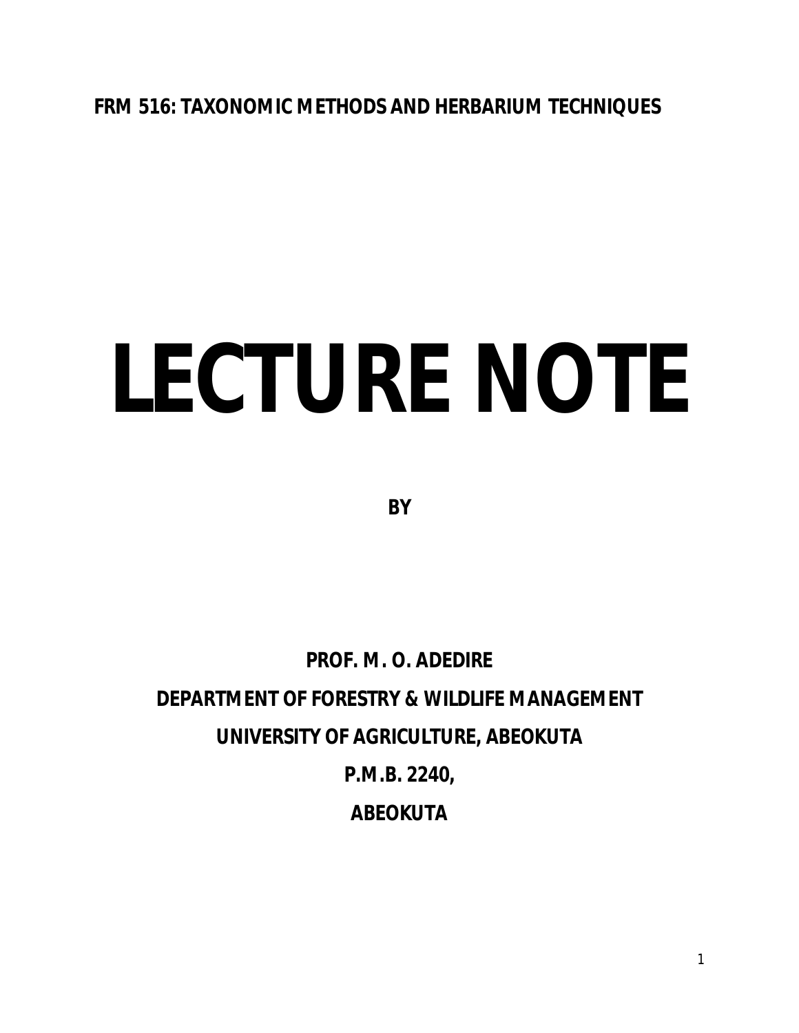**FRM 516: TAXONOMIC METHODS AND HERBARIUM TECHNIQUES**

# LECTURE NOTE

**BY**

**PROF. M. O. ADEDIRE**

**DEPARTMENT OF FORESTRY & WILDLIFE MANAGEMENT**

**UNIVERSITY OF AGRICULTURE, ABEOKUTA**

**P.M.B. 2240,**

**ABEOKUTA**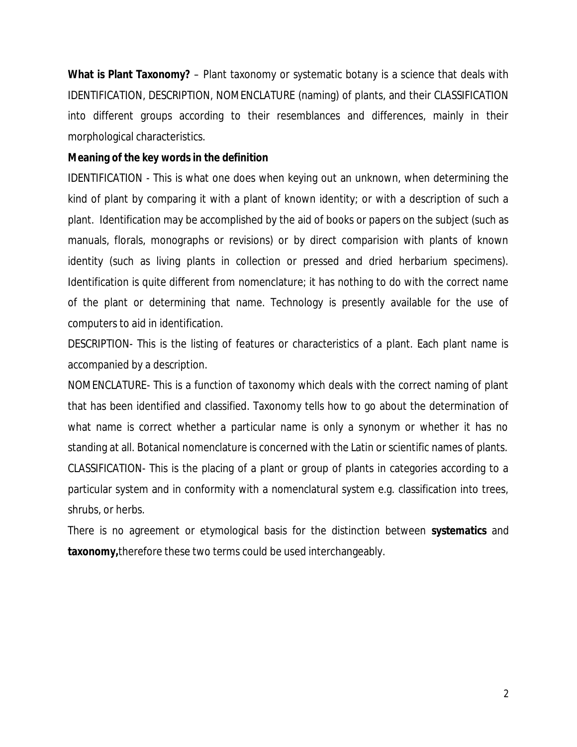**What is Plant Taxonomy?** – Plant taxonomy or systematic botany is a science that deals with IDENTIFICATION, DESCRIPTION, NOMENCLATURE (naming) of plants, and their CLASSIFICATION into different groups according to their resemblances and differences, mainly in their morphological characteristics.

**Meaning of the key words in the definition**

IDENTIFICATION - This is what one does when keying out an unknown, when determining the kind of plant by comparing it with a plant of known identity; or with a description of such a plant. Identification may be accomplished by the aid of books or papers on the subject (such as manuals, florals, monographs or revisions) or by direct comparision with plants of known identity (such as living plants in collection or pressed and dried herbarium specimens). Identification is quite different from nomenclature; it has nothing to do with the correct name of the plant or determining that name. Technology is presently available for the use of computers to aid in identification.

DESCRIPTION- This is the listing of features or characteristics of a plant. Each plant name is accompanied by a description.

NOMENCLATURE- This is a function of taxonomy which deals with the correct naming of plant that has been identified and classified. Taxonomy tells how to go about the determination of what name is correct whether a particular name is only a synonym or whether it has no standing at all. Botanical nomenclature is concerned with the Latin or scientific names of plants.

CLASSIFICATION- This is the placing of a plant or group of plants in categories according to a particular system and in conformity with a nomenclatural system e.g. classification into trees, shrubs, or herbs.

There is no agreement or etymological basis for the distinction between **systematics** and **taxonomy,**therefore these two terms could be used interchangeably.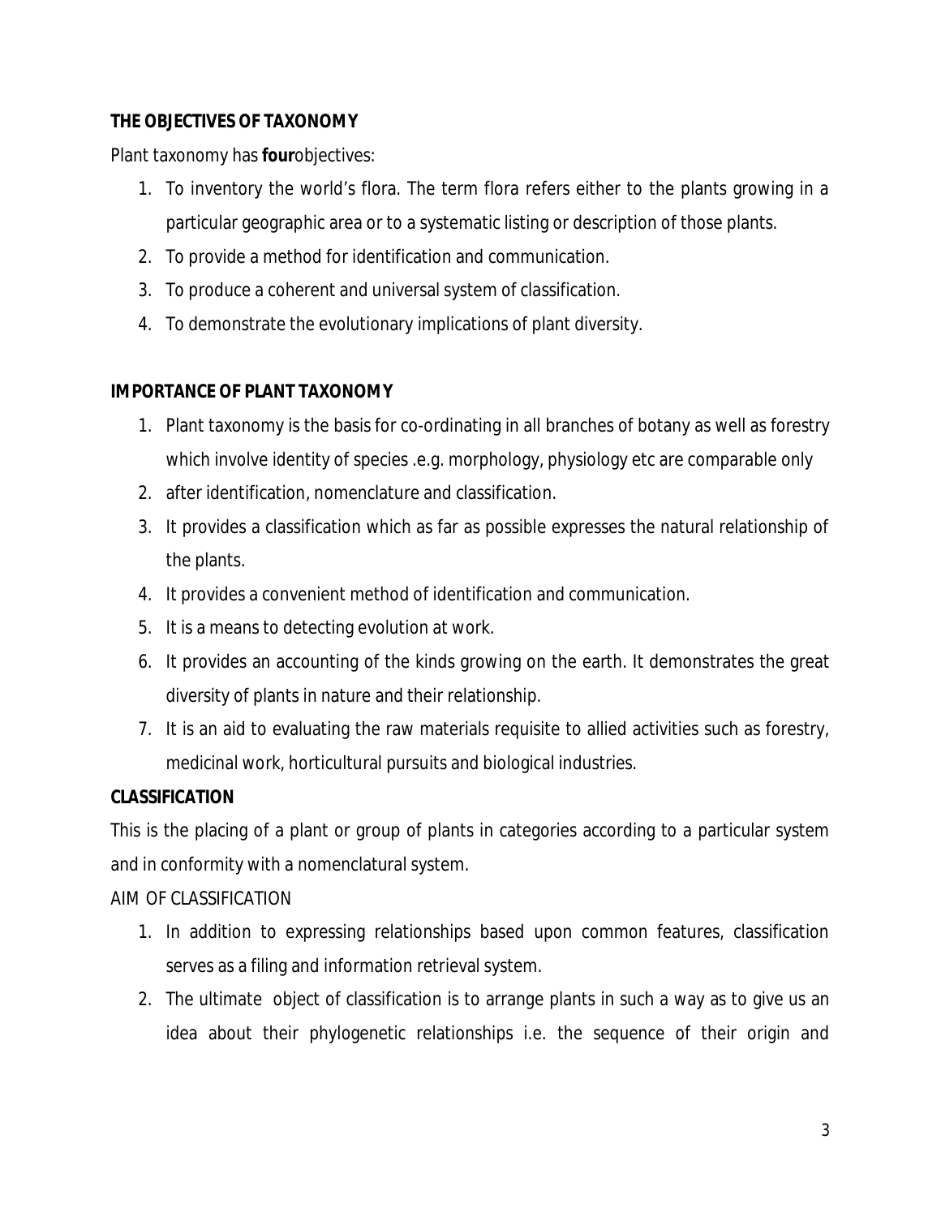**THE OBJECTIVES OF TAXONOMY**

Plant taxonomy has **four**objectives:

1. To inventory the world's flora. The term flora refers either to the plants growing in a particular geographic area or to a systematic listing or description of those plants.
2. To provide a method for identification and communication.
3. To produce a coherent and universal system of classification.
4. To demonstrate the evolutionary implications of plant diversity.

**IMPORTANCE OF PLANT TAXONOMY**

1. Plant taxonomy is the basis for co-ordinating in all branches of botany as well as forestry which involve identity of species .e.g. morphology, physiology etc are comparable only
2. after identification, nomenclature and classification.
3. It provides a classification which as far as possible expresses the natural relationship of the plants.
4. It provides a convenient method of identification and communication.
5. It is a means to detecting evolution at work.
6. It provides an accounting of the kinds growing on the earth. It demonstrates the great diversity of plants in nature and their relationship.
7. It is an aid to evaluating the raw materials requisite to allied activities such as forestry, medicinal work, horticultural pursuits and biological industries.

**CLASSIFICATION**

This is the placing of a plant or group of plants in categories according to a particular system and in conformity with a nomenclatural system.

AIM OF CLASSIFICATION

1. In addition to expressing relationships based upon common features, classification serves as a filing and information retrieval system.
2. The ultimate object of classification is to arrange plants in such a way as to give us an idea about their phylogenetic relationships i.e. the sequence of their origin and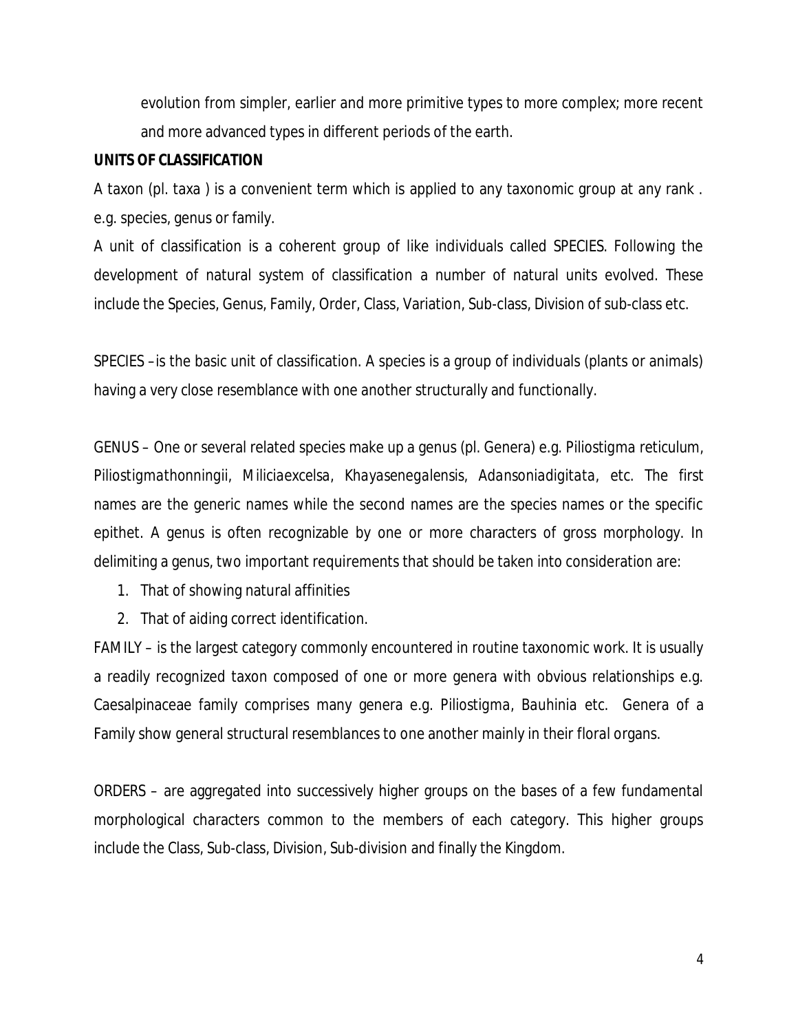evolution from simpler, earlier and more primitive types to more complex; more recent and more advanced types in different periods of the earth.

**UNITS OF CLASSIFICATION**

A taxon (pl. taxa ) is a convenient term which is applied to any taxonomic group at any rank . e.g. species, genus or family.

A unit of classification is a coherent group of like individuals called SPECIES. Following the development of natural system of classification a number of natural units evolved. These include the Species, Genus, Family, Order, Class, Variation, Sub-class, Division of sub-class etc.

SPECIES –is the basic unit of classification. A species is a group of individuals (plants or animals) having a very close resemblance with one another structurally and functionally.

GENUS – One or several related species make up a genus (pl. Genera) e.g. *Piliostigma reticulum*, *Piliostigmathonningii*, *Miliciaexcelsa*, *Khayasenegalensis*, *Adansoniadigitata*, etc. The first names are the generic names while the second names are the species names or the specific epithet. A genus is often recognizable by one or more characters of gross morphology. In delimiting a genus, two important requirements that should be taken into consideration are:

1. That of showing natural affinities
2. That of aiding correct identification.

FAMILY – is the largest category commonly encountered in routine taxonomic work. It is usually a readily recognized taxon composed of one or more genera with obvious relationships e.g. Caesalpinaceae family comprises many genera e.g. *Piliostigma*, *Bauhinia* etc. Genera of a Family show general structural resemblances to one another mainly in their floral organs.

ORDERS – are aggregated into successively higher groups on the bases of a few fundamental morphological characters common to the members of each category. This higher groups include the Class, Sub-class, Division, Sub-division and finally the Kingdom.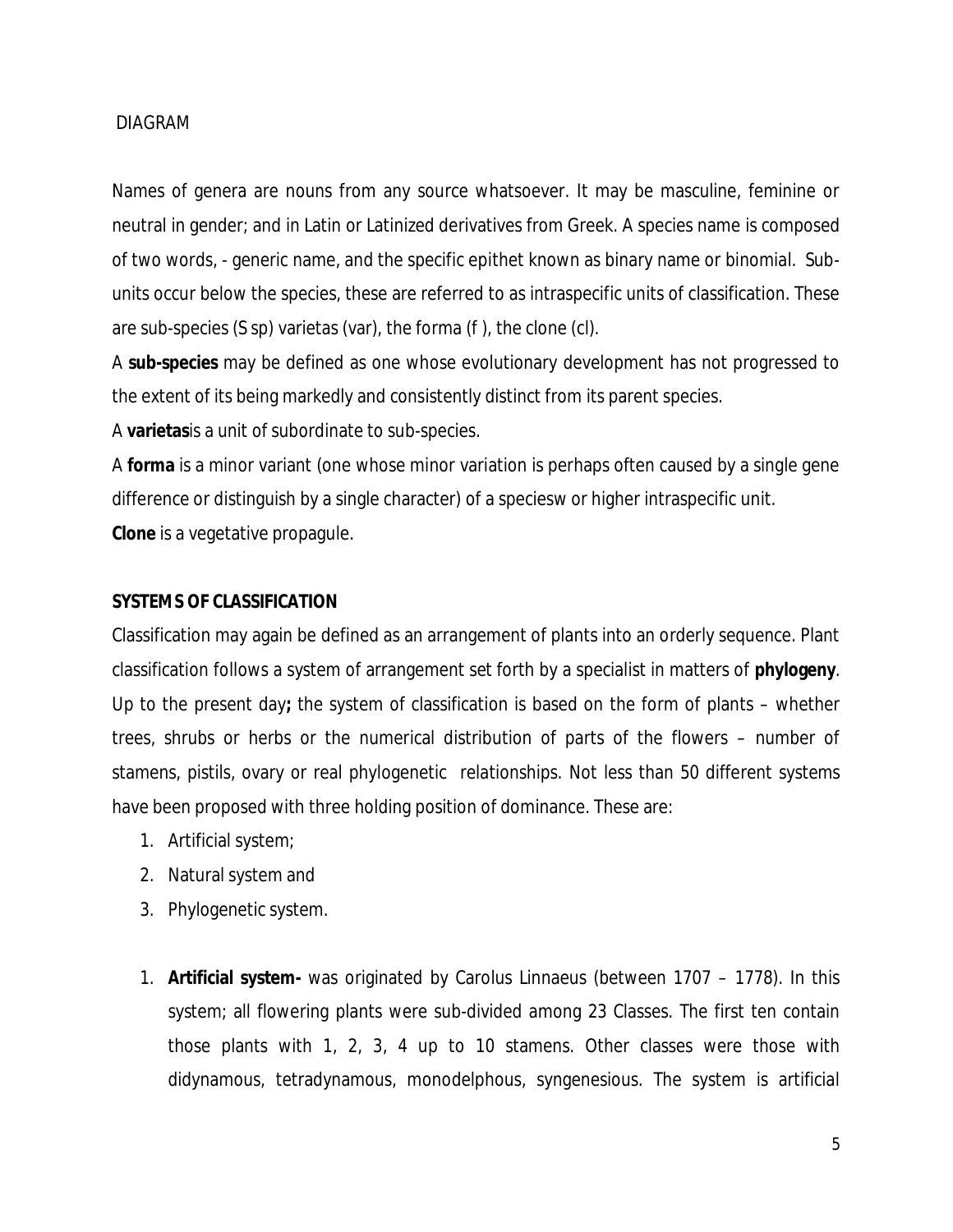DIAGRAM

Names of genera are nouns from any source whatsoever. It may be masculine, feminine or neutral in gender; and in Latin or Latinized derivatives from Greek. A species name is composed of two words, - generic name, and the specific epithet known as binary name or binomial. Sub-units occur below the species, these are referred to as intraspecific units of classification. These are sub-species (S sp) varietas (var), the forma (f ), the clone (cl).

A **sub-species** may be defined as one whose evolutionary development has not progressed to the extent of its being markedly and consistently distinct from its parent species.

A **varietas**is a unit of subordinate to sub-species.

A **forma** is a minor variant (one whose minor variation is perhaps often caused by a single gene difference or distinguish by a single character) of a speciesw or higher intraspecific unit.

**Clone** is a vegetative propagule.

**SYSTEMS OF CLASSIFICATION**

Classification may again be defined as an arrangement of plants into an orderly sequence. Plant classification follows a system of arrangement set forth by a specialist in matters of **phylogeny**. Up to the present day**;** the system of classification is based on the form of plants – whether trees, shrubs or herbs or the numerical distribution of parts of the flowers – number of stamens, pistils, ovary or real phylogenetic relationships. Not less than 50 different systems have been proposed with three holding position of dominance. These are:

1. Artificial system;
2. Natural system and
3. Phylogenetic system.

1. **Artificial system-** was originated by Carolus Linnaeus (between 1707 – 1778). In this system; all flowering plants were sub-divided among 23 Classes. The first ten contain those plants with 1, 2, 3, 4 up to 10 stamens. Other classes were those with didynamous, tetradynamous, monodelphous, syngenesious. The system is artificial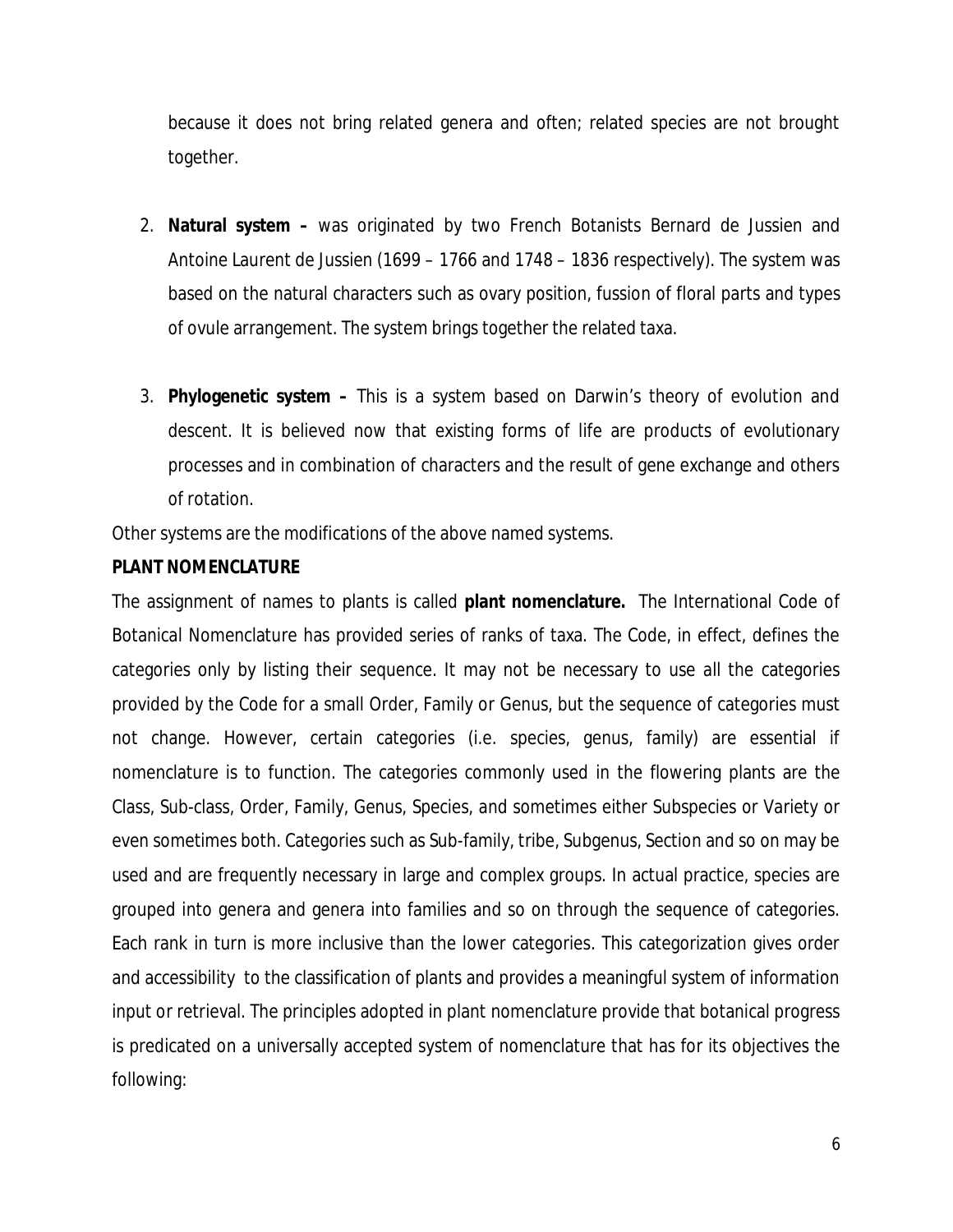because it does not bring related genera and often; related species are not brought together.

2. **Natural system –** was originated by two French Botanists Bernard de Jussien and Antoine Laurent de Jussien (1699 – 1766 and 1748 – 1836 respectively). The system was based on the natural characters such as ovary position, fussion of floral parts and types of ovule arrangement. The system brings together the related taxa.

3. **Phylogenetic system –** This is a system based on Darwin's theory of evolution and descent. It is believed now that existing forms of life are products of evolutionary processes and in combination of characters and the result of gene exchange and others of rotation.

Other systems are the modifications of the above named systems.

**PLANT NOMENCLATURE**

The assignment of names to plants is called **plant nomenclature.** The International Code of Botanical Nomenclature has provided series of ranks of taxa. The Code, in effect, defines the categories only by listing their sequence. It may not be necessary to use all the categories provided by the Code for a small Order, Family or Genus, but the sequence of categories must not change. However, certain categories (i.e. species, genus, family) are essential if nomenclature is to function. The categories commonly used in the flowering plants are the Class, Sub-class, Order, Family, Genus, Species, and sometimes either Subspecies or Variety or even sometimes both. Categories such as Sub-family, tribe, Subgenus, Section and so on may be used and are frequently necessary in large and complex groups. In actual practice, species are grouped into genera and genera into families and so on through the sequence of categories. Each rank in turn is more inclusive than the lower categories. This categorization gives order and accessibility to the classification of plants and provides a meaningful system of information input or retrieval. The principles adopted in plant nomenclature provide that botanical progress is predicated on a universally accepted system of nomenclature that has for its objectives the following: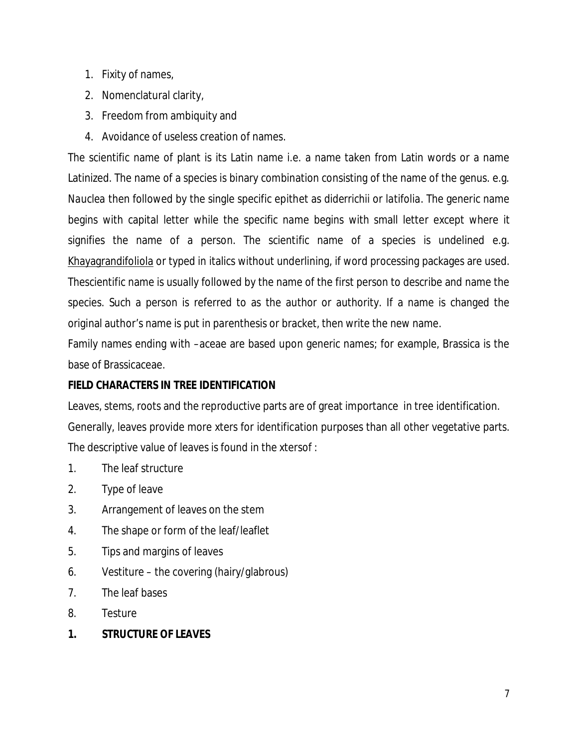1. Fixity of names,
2. Nomenclatural clarity,
3. Freedom from ambiquity and
4. Avoidance of useless creation of names.

The scientific name of plant is its Latin name i.e. a name taken from Latin words or a name Latinized. The name of a species is binary combination consisting of the name of the genus. e.g. *Nauclea* then followed by the single specific epithet as *diderrichii* or *latifolia*. The generic name begins with capital letter while the specific name begins with small letter except where it signifies the name of a person. The scientific name of a species is undelined e.g. <u>Khayagrandifoliola</u> or typed in italics without underlining, if word processing packages are used. Thescientific name is usually followed by the name of the first person to describe and name the species. Such a person is referred to as the author or authority. If a name is changed the original author's name is put in parenthesis or bracket, then write the new name.

Family names ending with –aceae are based upon generic names; for example, Brassica is the base of Brassicaceae.

**FIELD CHARACTERS IN TREE IDENTIFICATION**

Leaves, stems, roots and the reproductive parts are of great importance in tree identification.

Generally, leaves provide more xters for identification purposes than all other vegetative parts. The descriptive value of leaves is found in the xtersof :

1. The leaf structure
2. Type of leave
3. Arrangement of leaves on the stem
4. The shape or form of the leaf/leaflet
5. Tips and margins of leaves
6. Vestiture – the covering (hairy/glabrous)
7. The leaf bases
8. Testure

**1. STRUCTURE OF LEAVES**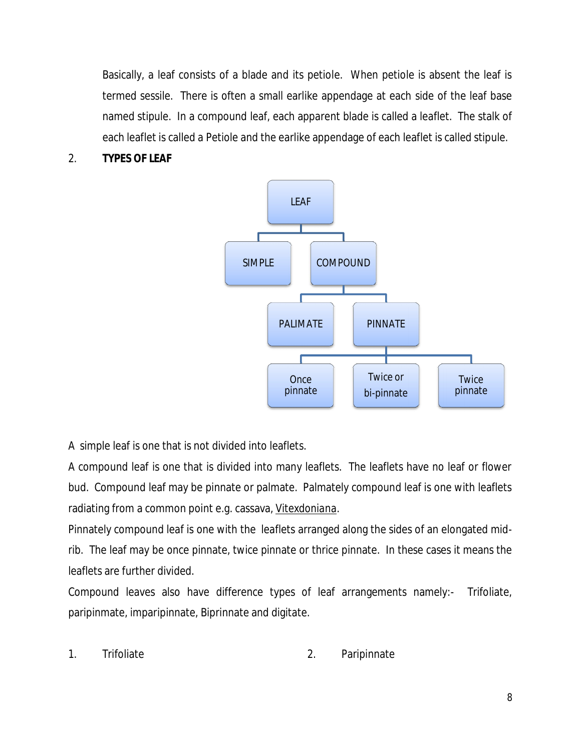Basically, a leaf consists of a blade and its petiole. When petiole is absent the leaf is termed sessile. There is often a small earlike appendage at each side of the leaf base named stipule. In a compound leaf, each apparent blade is called a leaflet. The stalk of each leaflet is called a Petiole and the earlike appendage of each leaflet is called stipule.

## 2. TYPES OF LEAF

- LEAF
  - SIMPLE
  - COMPOUND
    - PALIMATE
    - PINNATE
      - Once pinnate
      - Twice or bi-pinnate
      - Twice pinnate

A simple leaf is one that is not divided into leaflets.

A compound leaf is one that is divided into many leaflets. The leaflets have no leaf or flower bud. Compound leaf may be pinnate or palmate. Palmately compound leaf is one with leaflets radiating from a common point e.g. cassava, Vitexdoniana.

Pinnately compound leaf is one with the leaflets arranged along the sides of an elongated mid-rib. The leaf may be once pinnate, twice pinnate or thrice pinnate. In these cases it means the leaflets are further divided.

Compound leaves also have difference types of leaf arrangements namely:- Trifoliate, paripinmate, imparipinnate, Biprinnate and digitate.

1. Trifoliate
2. Paripinnate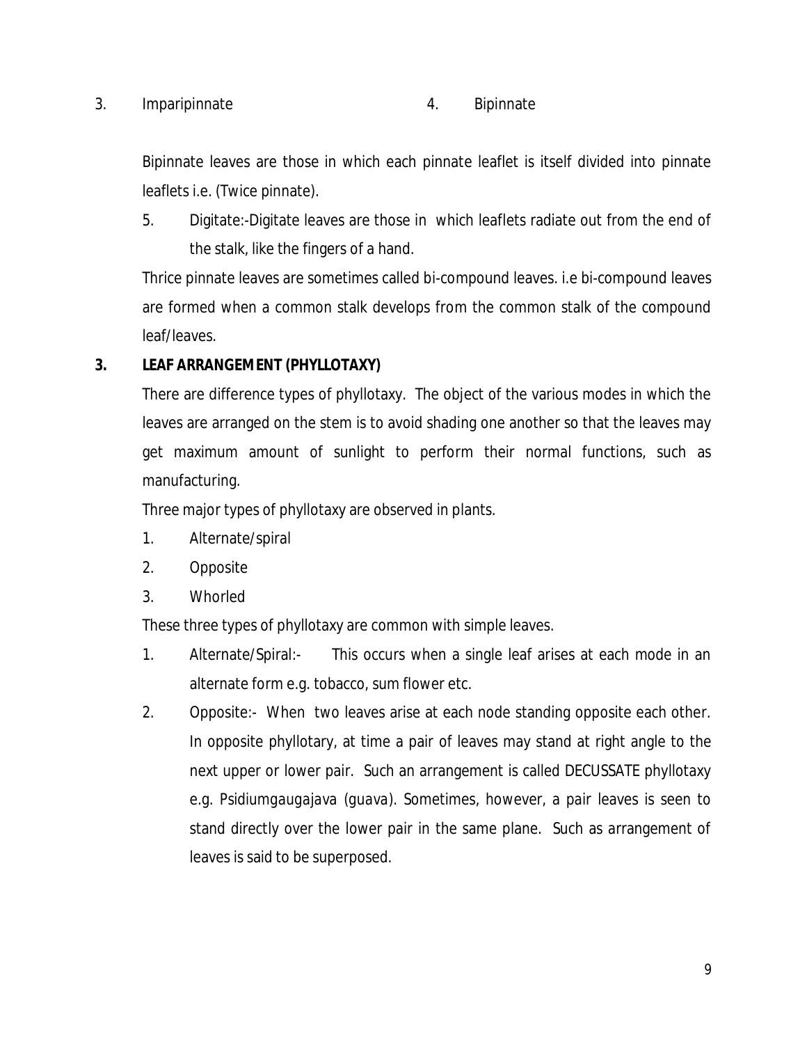3. Imparipinnate 4. Bipinnate

Bipinnate leaves are those in which each pinnate leaflet is itself divided into pinnate leaflets i.e. (Twice pinnate).

5. Digitate:-Digitate leaves are those in which leaflets radiate out from the end of the stalk, like the fingers of a hand.

Thrice pinnate leaves are sometimes called bi-compound leaves. i.e bi-compound leaves are formed when a common stalk develops from the common stalk of the compound leaf/leaves.

## 3. LEAF ARRANGEMENT (PHYLLOTAXY)

There are difference types of phyllotaxy. The object of the various modes in which the leaves are arranged on the stem is to avoid shading one another so that the leaves may get maximum amount of sunlight to perform their normal functions, such as manufacturing.

Three major types of phyllotaxy are observed in plants.

1. Alternate/spiral
2. Opposite
3. Whorled

These three types of phyllotaxy are common with simple leaves.

1. Alternate/Spiral:- This occurs when a single leaf arises at each mode in an alternate form e.g. tobacco, sum flower etc.
2. Opposite:- When two leaves arise at each node standing opposite each other. In opposite phyllotary, at time a pair of leaves may stand at right angle to the next upper or lower pair. Such an arrangement is called DECUSSATE phyllotaxy e.g. Psidiumgaugajava (guava). Sometimes, however, a pair leaves is seen to stand directly over the lower pair in the same plane. Such as arrangement of leaves is said to be superposed.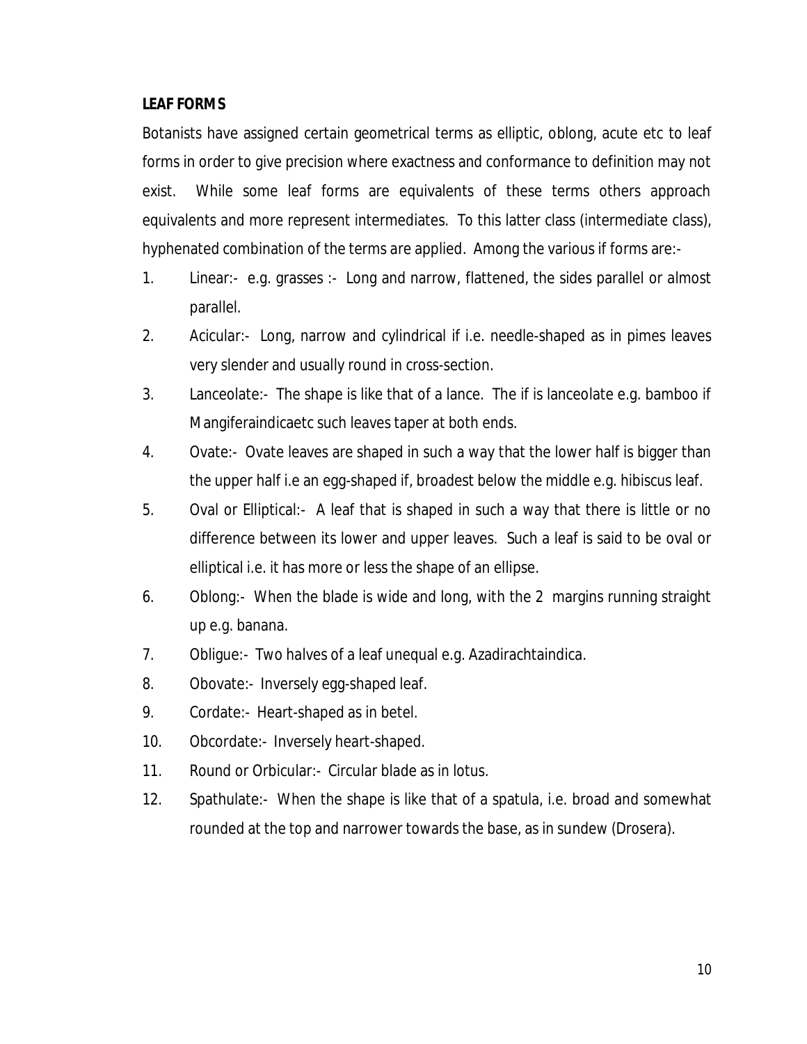**LEAF FORMS**

Botanists have assigned certain geometrical terms as elliptic, oblong, acute etc to leaf forms in order to give precision where exactness and conformance to definition may not exist. While some leaf forms are equivalents of these terms others approach equivalents and more represent intermediates. To this latter class (intermediate class), hyphenated combination of the terms are applied. Among the various if forms are:-

1. Linear:- e.g. grasses :- Long and narrow, flattened, the sides parallel or almost parallel.
2. Acicular:- Long, narrow and cylindrical if i.e. needle-shaped as in pimes leaves very slender and usually round in cross-section.
3. Lanceolate:- The shape is like that of a lance. The if is lanceolate e.g. bamboo if Mangiferaindicaetc such leaves taper at both ends.
4. Ovate:- Ovate leaves are shaped in such a way that the lower half is bigger than the upper half i.e an egg-shaped if, broadest below the middle e.g. hibiscus leaf.
5. Oval or Elliptical:- A leaf that is shaped in such a way that there is little or no difference between its lower and upper leaves. Such a leaf is said to be oval or elliptical i.e. it has more or less the shape of an ellipse.
6. Oblong:- When the blade is wide and long, with the 2 margins running straight up e.g. banana.
7. Obligue:- Two halves of a leaf unequal e.g. Azadirachtaindica.
8. Obovate:- Inversely egg-shaped leaf.
9. Cordate:- Heart-shaped as in betel.
10. Obcordate:- Inversely heart-shaped.
11. Round or Orbicular:- Circular blade as in lotus.
12. Spathulate:- When the shape is like that of a spatula, i.e. broad and somewhat rounded at the top and narrower towards the base, as in sundew (Drosera).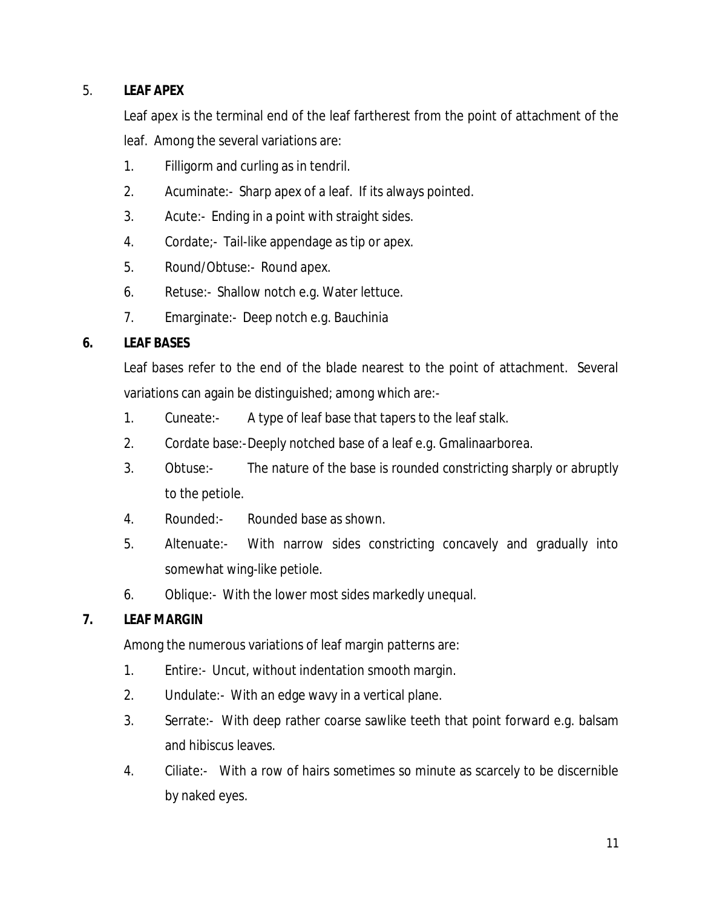## 5. LEAF APEX

Leaf apex is the terminal end of the leaf fartherest from the point of attachment of the leaf. Among the several variations are:

1. Filligorm and curling as in tendril.
2. Acuminate:- Sharp apex of a leaf. If its always pointed.
3. Acute:- Ending in a point with straight sides.
4. Cordate;- Tail-like appendage as tip or apex.
5. Round/Obtuse:- Round apex.
6. Retuse:- Shallow notch e.g. Water lettuce.
7. Emarginate:- Deep notch e.g. Bauchinia

## 6. LEAF BASES

Leaf bases refer to the end of the blade nearest to the point of attachment. Several variations can again be distinguished; among which are:-

1. Cuneate:- A type of leaf base that tapers to the leaf stalk.
2. Cordate base:- Deeply notched base of a leaf e.g. Gmalinaarborea.
3. Obtuse:- The nature of the base is rounded constricting sharply or abruptly to the petiole.
4. Rounded:- Rounded base as shown.
5. Altenuate:- With narrow sides constricting concavely and gradually into somewhat wing-like petiole.
6. Oblique:- With the lower most sides markedly unequal.

## 7. LEAF MARGIN

Among the numerous variations of leaf margin patterns are:

1. Entire:- Uncut, without indentation smooth margin.
2. Undulate:- With an edge wavy in a vertical plane.
3. Serrate:- With deep rather coarse sawlike teeth that point forward e.g. balsam and hibiscus leaves.
4. Ciliate:- With a row of hairs sometimes so minute as scarcely to be discernible by naked eyes.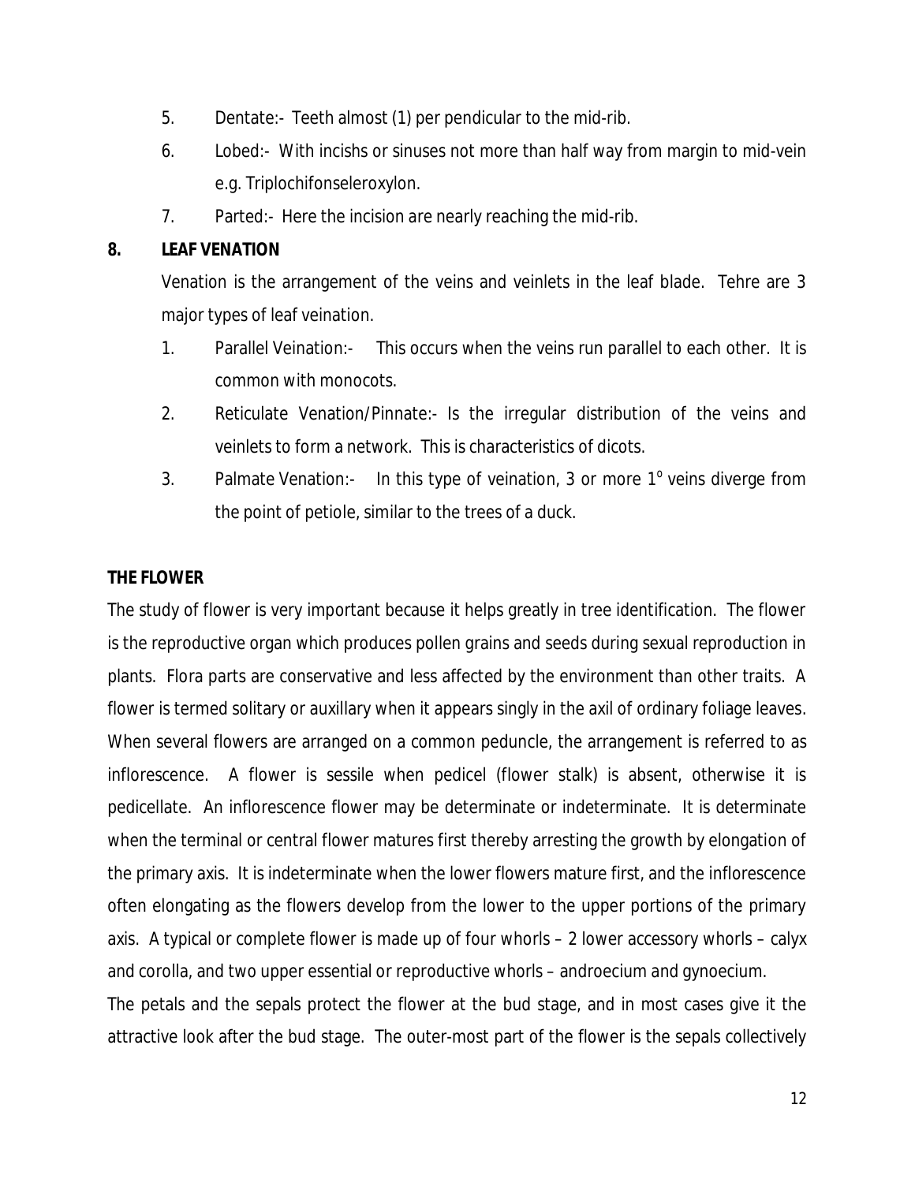5. Dentate:- Teeth almost (1) per pendicular to the mid-rib.
6. Lobed:- With incishs or sinuses not more than half way from margin to mid-vein e.g. Triplochifonseleroxylon.
7. Parted:- Here the incision are nearly reaching the mid-rib.

**8. LEAF VENATION**

Venation is the arrangement of the veins and veinlets in the leaf blade. Tehre are 3 major types of leaf veination.

1. Parallel Veination:- This occurs when the veins run parallel to each other. It is common with monocots.
2. Reticulate Venation/Pinnate:- Is the irregular distribution of the veins and veinlets to form a network. This is characteristics of dicots.
3. Palmate Venation:- In this type of veination, 3 or more $1^o$ veins diverge from the point of petiole, similar to the trees of a duck.

**THE FLOWER**

The study of flower is very important because it helps greatly in tree identification. The flower is the reproductive organ which produces pollen grains and seeds during sexual reproduction in plants. Flora parts are conservative and less affected by the environment than other traits. A flower is termed solitary or auxillary when it appears singly in the axil of ordinary foliage leaves. When several flowers are arranged on a common peduncle, the arrangement is referred to as inflorescence. A flower is sessile when pedicel (flower stalk) is absent, otherwise it is pedicellate. An inflorescence flower may be determinate or indeterminate. It is determinate when the terminal or central flower matures first thereby arresting the growth by elongation of the primary axis. It is indeterminate when the lower flowers mature first, and the inflorescence often elongating as the flowers develop from the lower to the upper portions of the primary axis. A typical or complete flower is made up of four whorls – 2 lower accessory whorls – calyx and corolla, and two upper essential or reproductive whorls – androecium and gynoecium.

The petals and the sepals protect the flower at the bud stage, and in most cases give it the attractive look after the bud stage. The outer-most part of the flower is the sepals collectively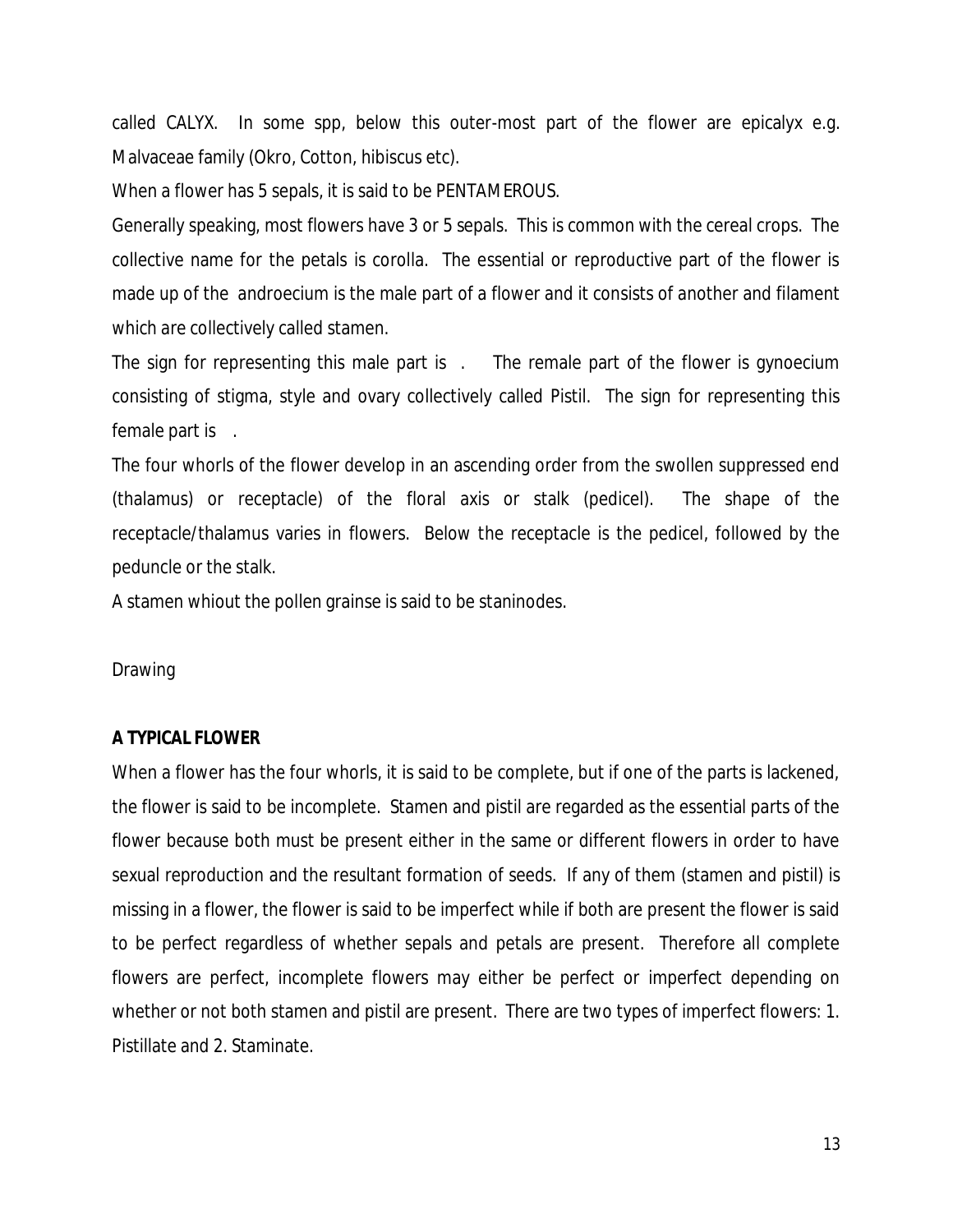called CALYX. In some spp, below this outer-most part of the flower are epicalyx e.g. Malvaceae family (Okro, Cotton, hibiscus etc).

When a flower has 5 sepals, it is said to be PENTAMEROUS.

Generally speaking, most flowers have 3 or 5 sepals. This is common with the cereal crops. The collective name for the petals is corolla. The essential or reproductive part of the flower is made up of the androecium is the male part of a flower and it consists of another and filament which are collectively called stamen.

The sign for representing this male part is . The remale part of the flower is gynoecium consisting of stigma, style and ovary collectively called Pistil. The sign for representing this female part is .

The four whorls of the flower develop in an ascending order from the swollen suppressed end (thalamus) or receptacle) of the floral axis or stalk (pedicel). The shape of the receptacle/thalamus varies in flowers. Below the receptacle is the pedicel, followed by the peduncle or the stalk.

A stamen whiout the pollen grainse is said to be staninodes.

Drawing

**A TYPICAL FLOWER**

When a flower has the four whorls, it is said to be complete, but if one of the parts is lackened, the flower is said to be incomplete. Stamen and pistil are regarded as the essential parts of the flower because both must be present either in the same or different flowers in order to have sexual reproduction and the resultant formation of seeds. If any of them (stamen and pistil) is missing in a flower, the flower is said to be imperfect while if both are present the flower is said to be perfect regardless of whether sepals and petals are present. Therefore all complete flowers are perfect, incomplete flowers may either be perfect or imperfect depending on whether or not both stamen and pistil are present. There are two types of imperfect flowers: 1. Pistillate and 2. Staminate.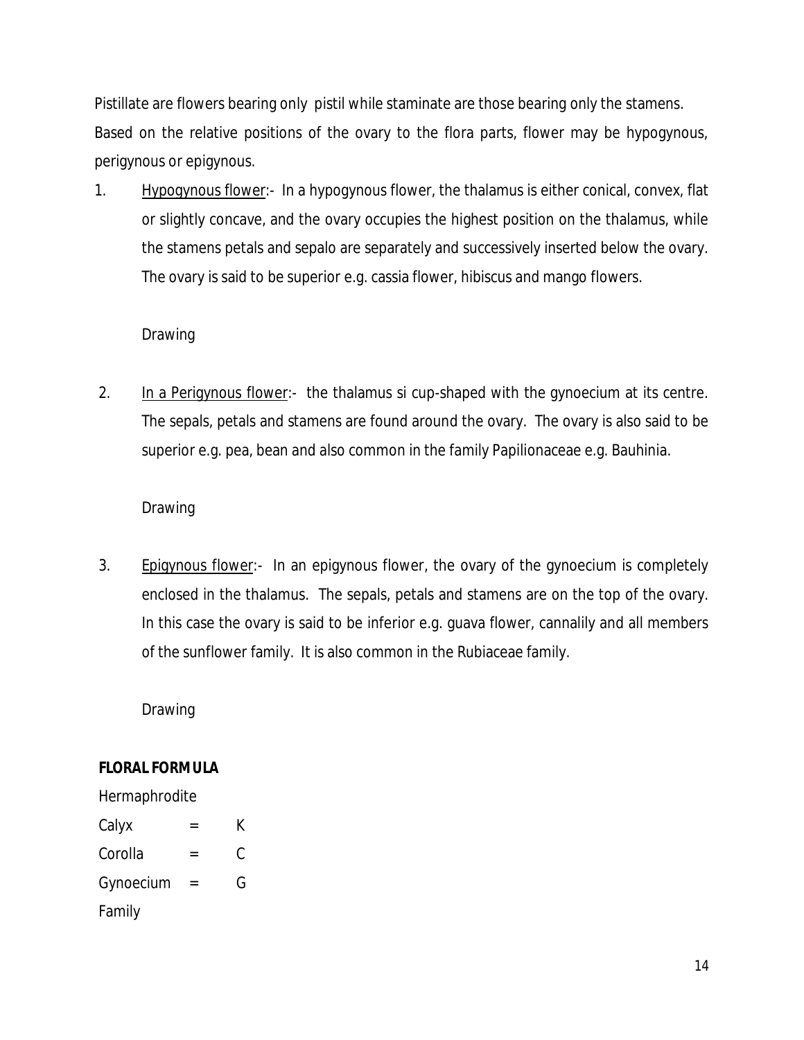Pistillate are flowers bearing only pistil while staminate are those bearing only the stamens. Based on the relative positions of the ovary to the flora parts, flower may be hypogynous, perigynous or epigynous.

1. <u>Hypogynous flower</u>:- In a hypogynous flower, the thalamus is either conical, convex, flat or slightly concave, and the ovary occupies the highest position on the thalamus, while the stamens petals and sepalo are separately and successively inserted below the ovary. The ovary is said to be superior e.g. cassia flower, hibiscus and mango flowers.

   Drawing

2. <u>In a Perigynous flower</u>:- the thalamus si cup-shaped with the gynoecium at its centre. The sepals, petals and stamens are found around the ovary. The ovary is also said to be superior e.g. pea, bean and also common in the family Papilionaceae e.g. Bauhinia.

   Drawing

3. <u>Epigynous flower</u>:- In an epigynous flower, the ovary of the gynoecium is completely enclosed in the thalamus. The sepals, petals and stamens are on the top of the ovary. In this case the ovary is said to be inferior e.g. guava flower, cannalily and all members of the sunflower family. It is also common in the Rubiaceae family.

   Drawing

**FLORAL FORMULA**

Hermaphrodite

Calyx = K

Corolla = C

Gynoecium = G

Family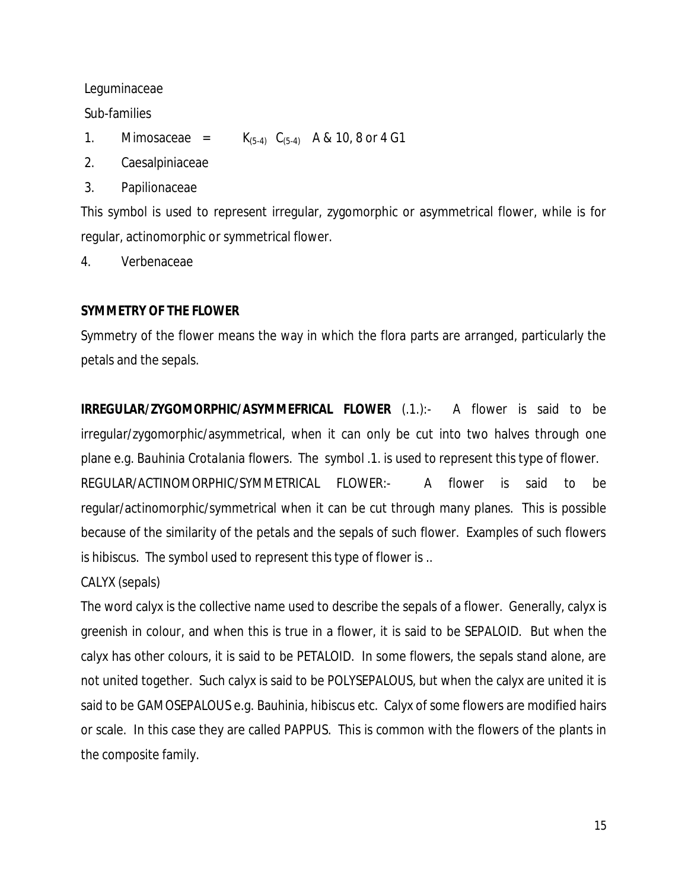Leguminaceae

Sub-families

1. Mimosaceae = $K_{(5-4)}$ $C_{(5-4)}$ A & 10, 8 or 4 G1
2. Caesalpiniaceae
3. Papilionaceae

This symbol is used to represent irregular, zygomorphic or asymmetrical flower, while is for regular, actinomorphic or symmetrical flower.

4. Verbenaceae

**SYMMETRY OF THE FLOWER**

Symmetry of the flower means the way in which the flora parts are arranged, particularly the petals and the sepals.

**IRREGULAR/ZYGOMORPHIC/ASYMMEFRICAL FLOWER** (.1.):- A flower is said to be irregular/zygomorphic/asymmetrical, when it can only be cut into two halves through one plane e.g. Bauhinia Crotalania flowers. The symbol .1. is used to represent this type of flower.

REGULAR/ACTINOMORPHIC/SYMMETRICAL FLOWER:- A flower is said to be regular/actinomorphic/symmetrical when it can be cut through many planes. This is possible because of the similarity of the petals and the sepals of such flower. Examples of such flowers is hibiscus. The symbol used to represent this type of flower is ..

CALYX (sepals)

The word calyx is the collective name used to describe the sepals of a flower. Generally, calyx is greenish in colour, and when this is true in a flower, it is said to be SEPALOID. But when the calyx has other colours, it is said to be PETALOID. In some flowers, the sepals stand alone, are not united together. Such calyx is said to be POLYSEPALOUS, but when the calyx are united it is said to be GAMOSEPALOUS e.g. Bauhinia, hibiscus etc. Calyx of some flowers are modified hairs or scale. In this case they are called PAPPUS. This is common with the flowers of the plants in the composite family.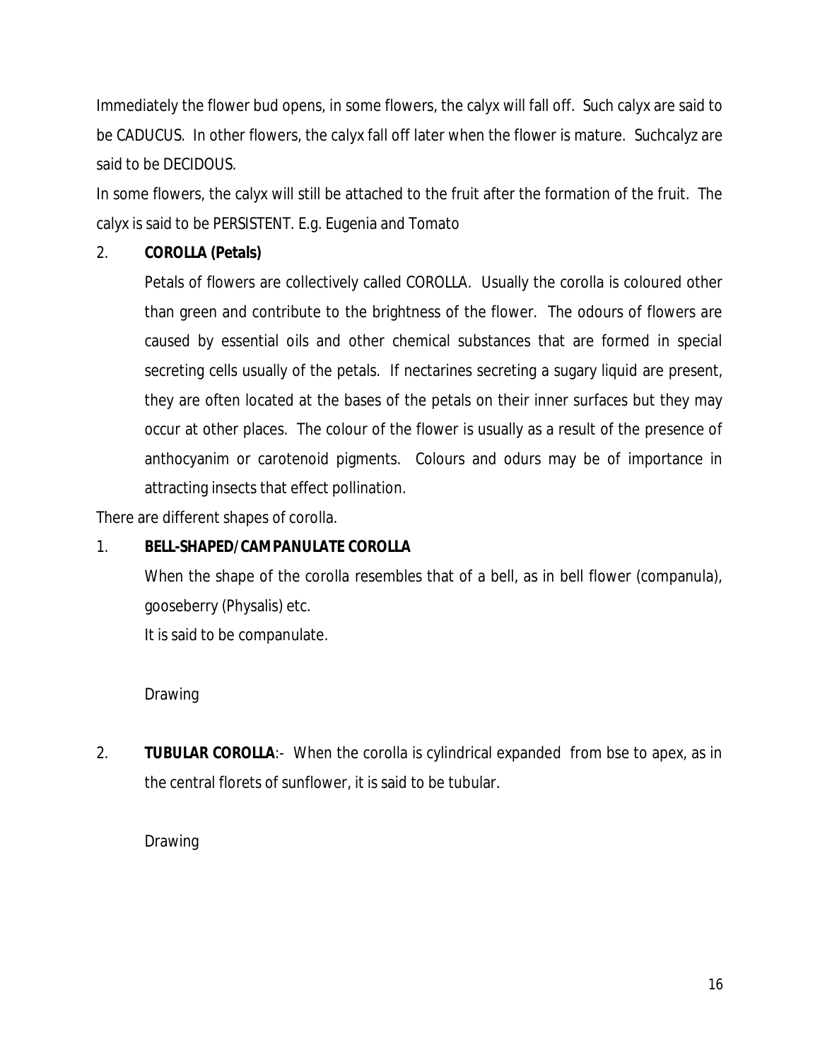Immediately the flower bud opens, in some flowers, the calyx will fall off. Such calyx are said to be CADUCUS. In other flowers, the calyx fall off later when the flower is mature. Suchcalyz are said to be DECIDOUS.

In some flowers, the calyx will still be attached to the fruit after the formation of the fruit. The calyx is said to be PERSISTENT. E.g. Eugenia and Tomato

2. **COROLLA (Petals)**

   Petals of flowers are collectively called COROLLA. Usually the corolla is coloured other than green and contribute to the brightness of the flower. The odours of flowers are caused by essential oils and other chemical substances that are formed in special secreting cells usually of the petals. If nectarines secreting a sugary liquid are present, they are often located at the bases of the petals on their inner surfaces but they may occur at other places. The colour of the flower is usually as a result of the presence of anthocyanim or carotenoid pigments. Colours and odurs may be of importance in attracting insects that effect pollination.

There are different shapes of corolla.

1. **BELL-SHAPED/CAMPANULATE COROLLA**

   When the shape of the corolla resembles that of a bell, as in bell flower (companula), gooseberry (Physalis) etc.

   It is said to be companulate.

   Drawing

2. **TUBULAR COROLLA**:- When the corolla is cylindrical expanded from bse to apex, as in the central florets of sunflower, it is said to be tubular.

   Drawing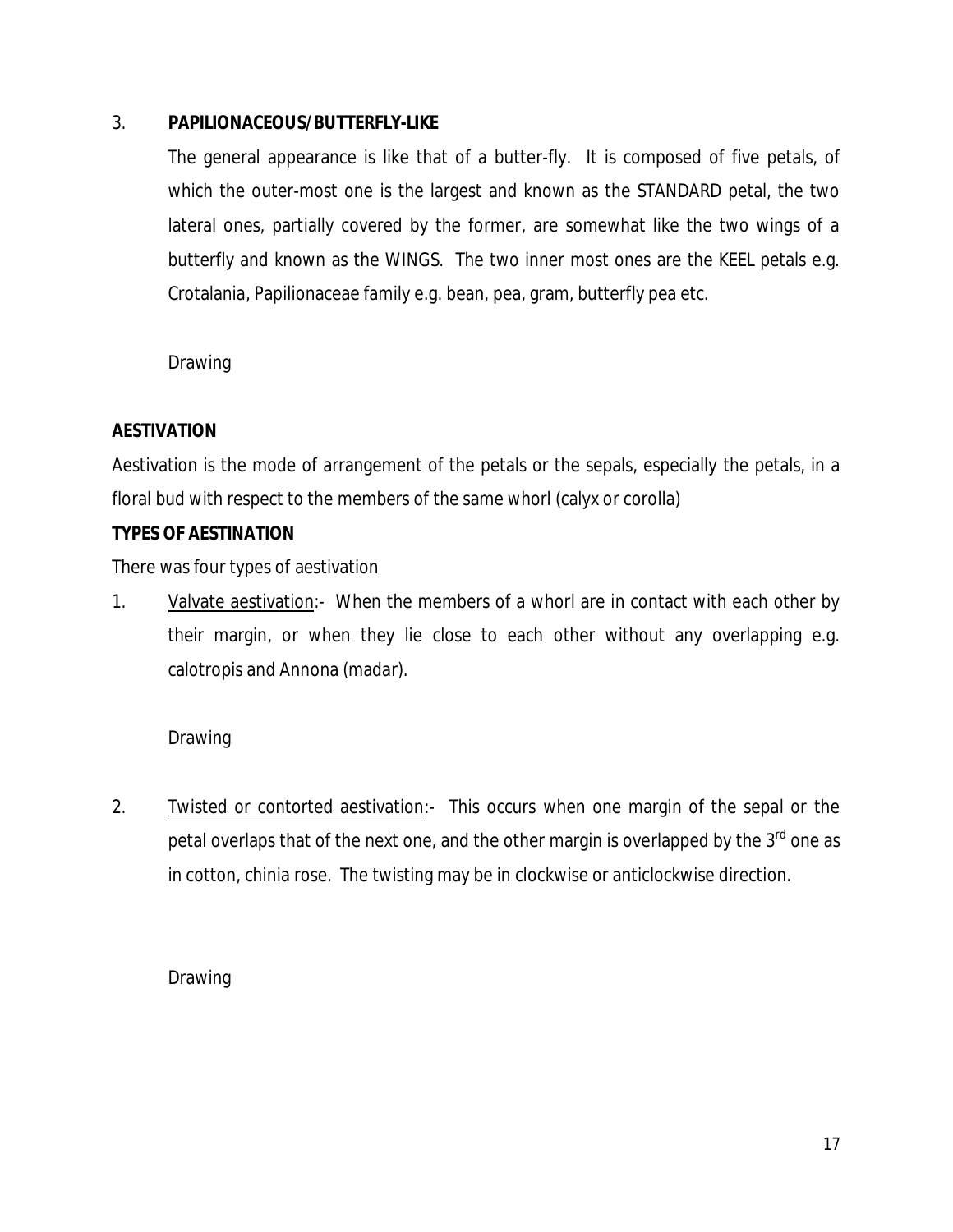3. **PAPILIONACEOUS/BUTTERFLY-LIKE**

   The general appearance is like that of a butter-fly. It is composed of five petals, of which the outer-most one is the largest and known as the STANDARD petal, the two lateral ones, partially covered by the former, are somewhat like the two wings of a butterfly and known as the WINGS. The two inner most ones are the KEEL petals e.g. Crotalania, Papilionaceae family e.g. bean, pea, gram, butterfly pea etc.

   Drawing

**AESTIVATION**

Aestivation is the mode of arrangement of the petals or the sepals, especially the petals, in a floral bud with respect to the members of the same whorl (calyx or corolla)

**TYPES OF AESTINATION**

There was four types of aestivation

1. <u>Valvate aestivation</u>:- When the members of a whorl are in contact with each other by their margin, or when they lie close to each other without any overlapping e.g. calotropis and Annona (madar).

   Drawing

2. <u>Twisted or contorted aestivation</u>:- This occurs when one margin of the sepal or the petal overlaps that of the next one, and the other margin is overlapped by the 3rd one as in cotton, chinia rose. The twisting may be in clockwise or anticlockwise direction.

   Drawing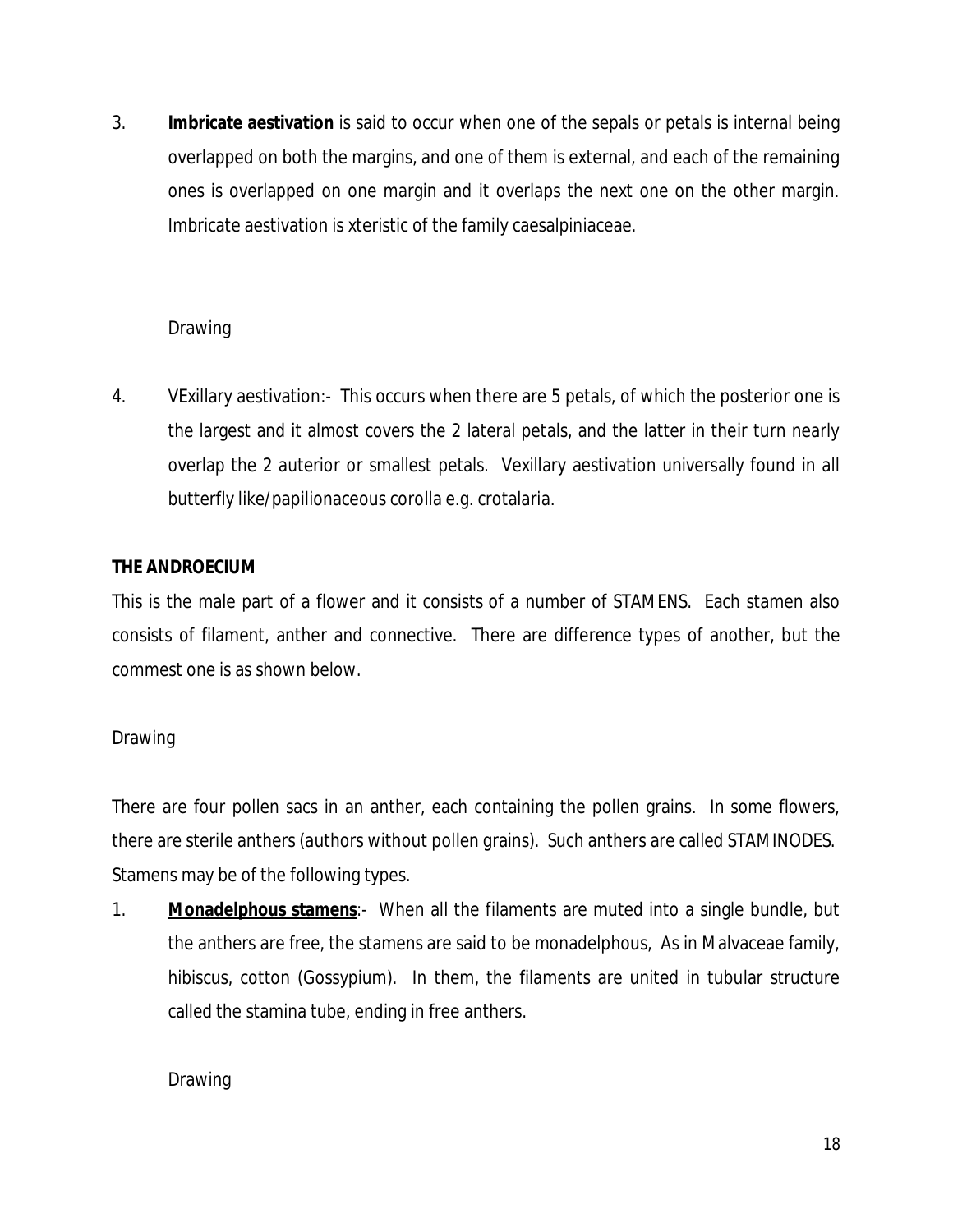3. **Imbricate aestivation** is said to occur when one of the sepals or petals is internal being overlapped on both the margins, and one of them is external, and each of the remaining ones is overlapped on one margin and it overlaps the next one on the other margin. Imbricate aestivation is xteristic of the family caesalpiniaceae.

   Drawing

4. VExillary aestivation:- This occurs when there are 5 petals, of which the posterior one is the largest and it almost covers the 2 lateral petals, and the latter in their turn nearly overlap the 2 auterior or smallest petals. Vexillary aestivation universally found in all butterfly like/papilionaceous corolla e.g. crotalaria.

**THE ANDROECIUM**

This is the male part of a flower and it consists of a number of STAMENS. Each stamen also consists of filament, anther and connective. There are difference types of another, but the commest one is as shown below.

Drawing

There are four pollen sacs in an anther, each containing the pollen grains. In some flowers, there are sterile anthers (authors without pollen grains). Such anthers are called STAMINODES. Stamens may be of the following types.

1. **<u>Monadelphous stamens</u>**:- When all the filaments are muted into a single bundle, but the anthers are free, the stamens are said to be monadelphous, As in Malvaceae family, hibiscus, cotton (Gossypium). In them, the filaments are united in tubular structure called the stamina tube, ending in free anthers.

   Drawing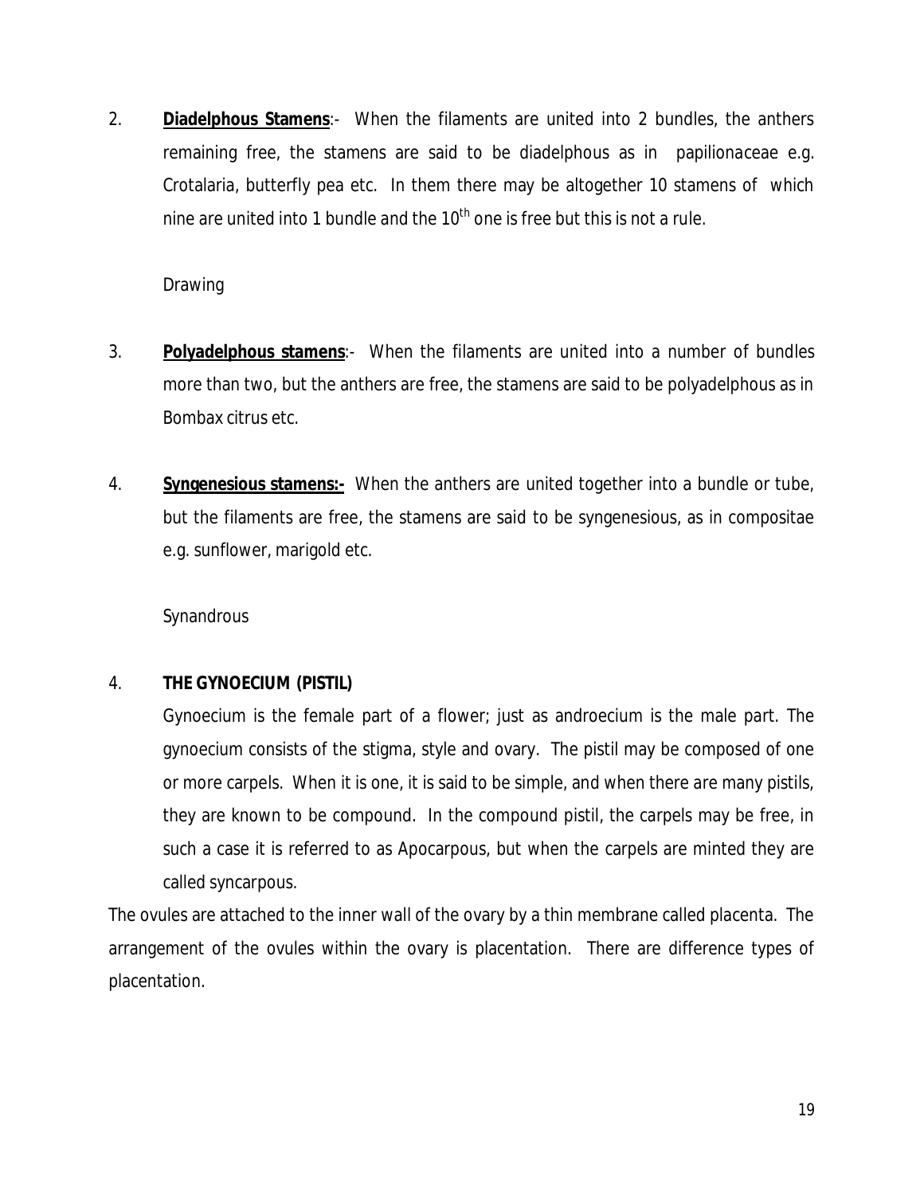2. **Diadelphous Stamens**:- When the filaments are united into 2 bundles, the anthers remaining free, the stamens are said to be diadelphous as in papilionaceae e.g. Crotalaria, butterfly pea etc. In them there may be altogether 10 stamens of which nine are united into 1 bundle and the 10th one is free but this is not a rule.

   Drawing

3. **Polyadelphous stamens**:- When the filaments are united into a number of bundles more than two, but the anthers are free, the stamens are said to be polyadelphous as in Bombax citrus etc.

4. **Syngenesious stamens:-** When the anthers are united together into a bundle or tube, but the filaments are free, the stamens are said to be syngenesious, as in compositae e.g. sunflower, marigold etc.

   Synandrous

4. **THE GYNOECIUM (PISTIL)**

   Gynoecium is the female part of a flower; just as androecium is the male part. The gynoecium consists of the stigma, style and ovary. The pistil may be composed of one or more carpels. When it is one, it is said to be simple, and when there are many pistils, they are known to be compound. In the compound pistil, the carpels may be free, in such a case it is referred to as Apocarpous, but when the carpels are minted they are called syncarpous.

The ovules are attached to the inner wall of the ovary by a thin membrane called placenta. The arrangement of the ovules within the ovary is placentation. There are difference types of placentation.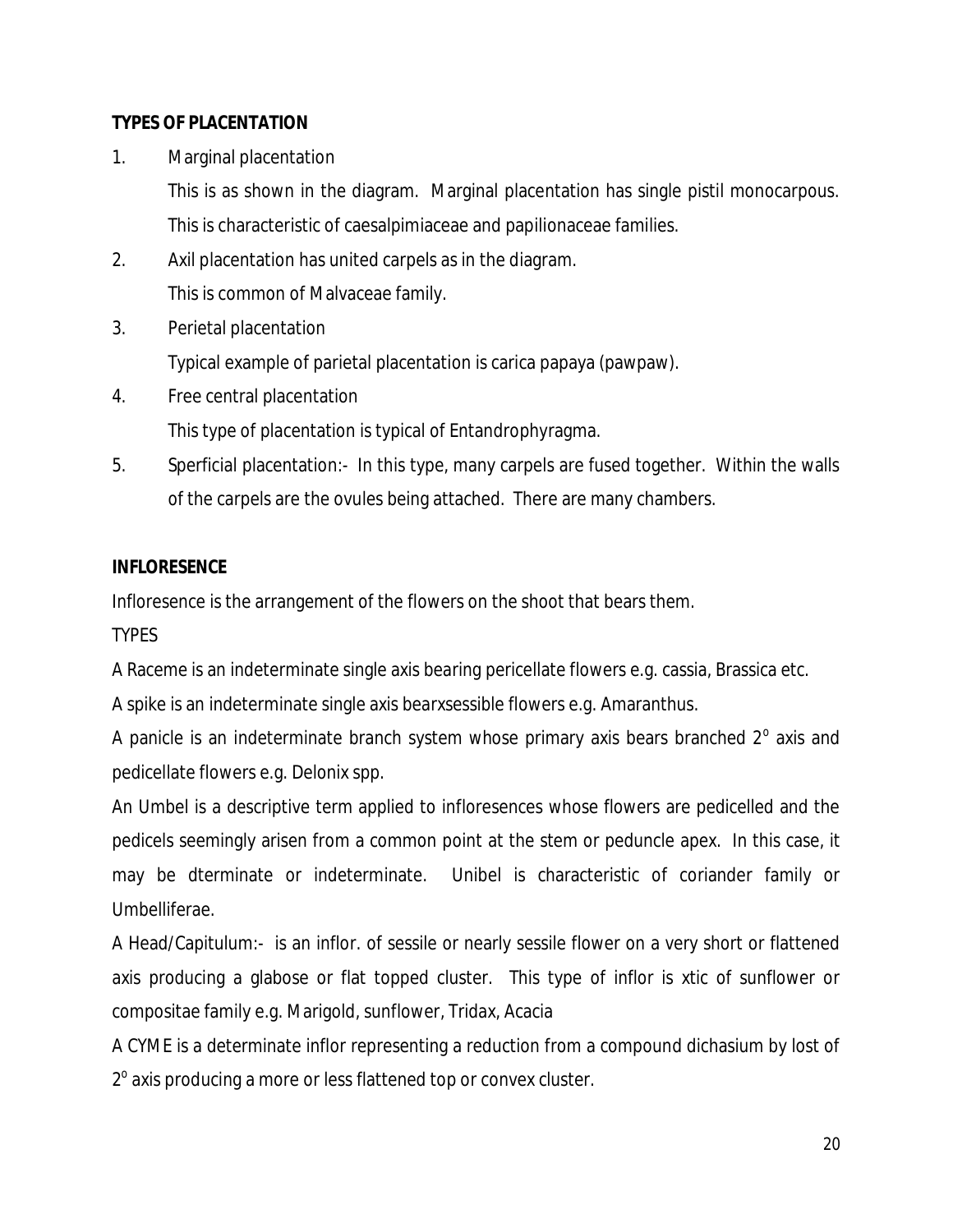**TYPES OF PLACENTATION**

1. Marginal placentation

   This is as shown in the diagram. Marginal placentation has single pistil monocarpous. This is characteristic of caesalpimiaceae and papilionaceae families.

2. Axil placentation has united carpels as in the diagram.

   This is common of Malvaceae family.

3. Perietal placentation

   Typical example of parietal placentation is carica papaya (pawpaw).

4. Free central placentation

   This type of placentation is typical of Entandrophyragma.

5. Sperficial placentation:- In this type, many carpels are fused together. Within the walls of the carpels are the ovules being attached. There are many chambers.

**INFLORESENCE**

Infloresence is the arrangement of the flowers on the shoot that bears them.

TYPES

A Raceme is an indeterminate single axis bearing pericellate flowers e.g. cassia, Brassica etc.

A spike is an indeterminate single axis bearxsessible flowers e.g. Amaranthus.

A panicle is an indeterminate branch system whose primary axis bears branched $2^o$ axis and pedicellate flowers e.g. Delonix spp.

An Umbel is a descriptive term applied to infloresences whose flowers are pedicelled and the pedicels seemingly arisen from a common point at the stem or peduncle apex. In this case, it may be dterminate or indeterminate. Unibel is characteristic of coriander family or Umbelliferae.

A Head/Capitulum:- is an inflor. of sessile or nearly sessile flower on a very short or flattened axis producing a glabose or flat topped cluster. This type of inflor is xtic of sunflower or compositae family e.g. Marigold, sunflower, Tridax, Acacia

A CYME is a determinate inflor representing a reduction from a compound dichasium by lost of $2^o$ axis producing a more or less flattened top or convex cluster.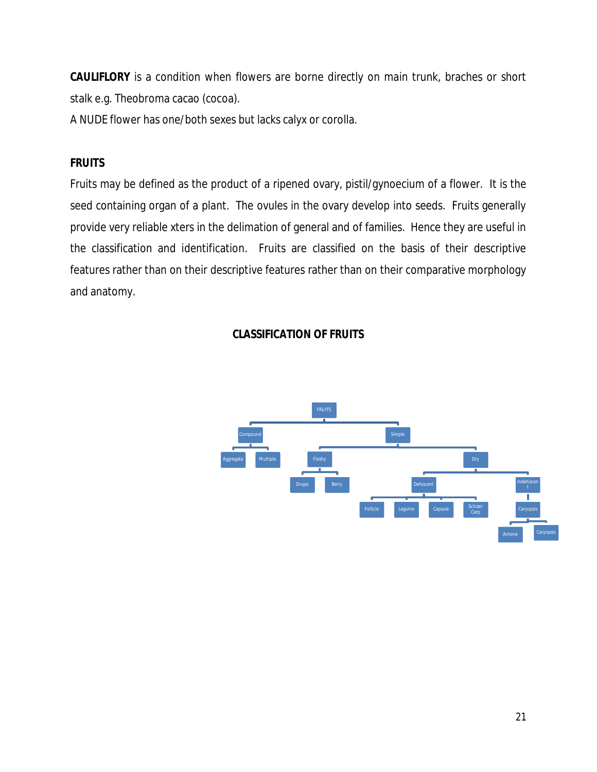**CAULIFLORY** is a condition when flowers are borne directly on main trunk, braches or short stalk e.g. Theobroma cacao (cocoa).

A NUDE flower has one/both sexes but lacks calyx or corolla.

## FRUITS

Fruits may be defined as the product of a ripened ovary, pistil/gynoecium of a flower. It is the seed containing organ of a plant. The ovules in the ovary develop into seeds. Fruits generally provide very reliable xters in the delimation of general and of families. Hence they are useful in the classification and identification. Fruits are classified on the basis of their descriptive features rather than on their descriptive features rather than on their comparative morphology and anatomy.

### CLASSIFICATION OF FRUITS

- FRUITS
  - Compound
    - Aggregate
    - Multiple
  - Simple
    - Fleshy
      - Drupe
      - Berry
    - Dry
      - Dehiscent
        - Follicle
        - Legume
        - Capsule
        - Schizer Carp
      - Indehiscent
        - Caryopsis
          - Achene
          - Caryopsis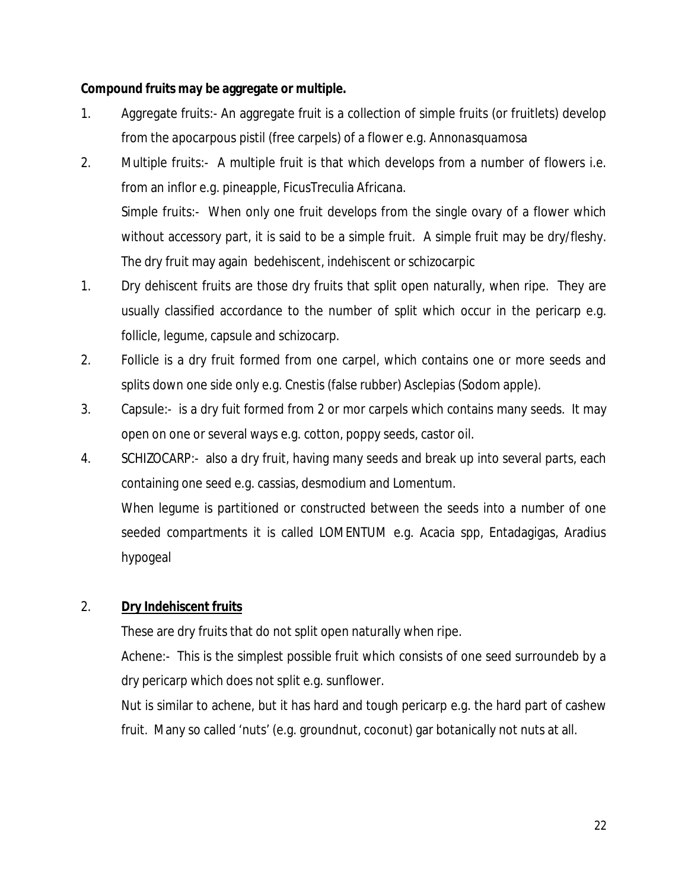**Compound fruits may be aggregate or multiple.**

1. Aggregate fruits:- An aggregate fruit is a collection of simple fruits (or fruitlets) develop from the apocarpous pistil (free carpels) of a flower e.g. Annonasquamosa
2. Multiple fruits:- A multiple fruit is that which develops from a number of flowers i.e. from an inflor e.g. pineapple, FicusTreculia Africana.

   Simple fruits:- When only one fruit develops from the single ovary of a flower which without accessory part, it is said to be a simple fruit. A simple fruit may be dry/fleshy. The dry fruit may again bedehiscent, indehiscent or schizocarpic

1. Dry dehiscent fruits are those dry fruits that split open naturally, when ripe. They are usually classified accordance to the number of split which occur in the pericarp e.g. follicle, legume, capsule and schizocarp.
2. Follicle is a dry fruit formed from one carpel, which contains one or more seeds and splits down one side only e.g. Cnestis (false rubber) Asclepias (Sodom apple).
3. Capsule:- is a dry fuit formed from 2 or mor carpels which contains many seeds. It may open on one or several ways e.g. cotton, poppy seeds, castor oil.
4. SCHIZOCARP:- also a dry fruit, having many seeds and break up into several parts, each containing one seed e.g. cassias, desmodium and Lomentum.

   When legume is partitioned or constructed between the seeds into a number of one seeded compartments it is called LOMENTUM e.g. Acacia spp, Entadagigas, Aradius hypogeal

2. **Dry Indehiscent fruits**

   These are dry fruits that do not split open naturally when ripe.

   Achene:- This is the simplest possible fruit which consists of one seed surroundeb by a dry pericarp which does not split e.g. sunflower.

   Nut is similar to achene, but it has hard and tough pericarp e.g. the hard part of cashew fruit. Many so called 'nuts' (e.g. groundnut, coconut) gar botanically not nuts at all.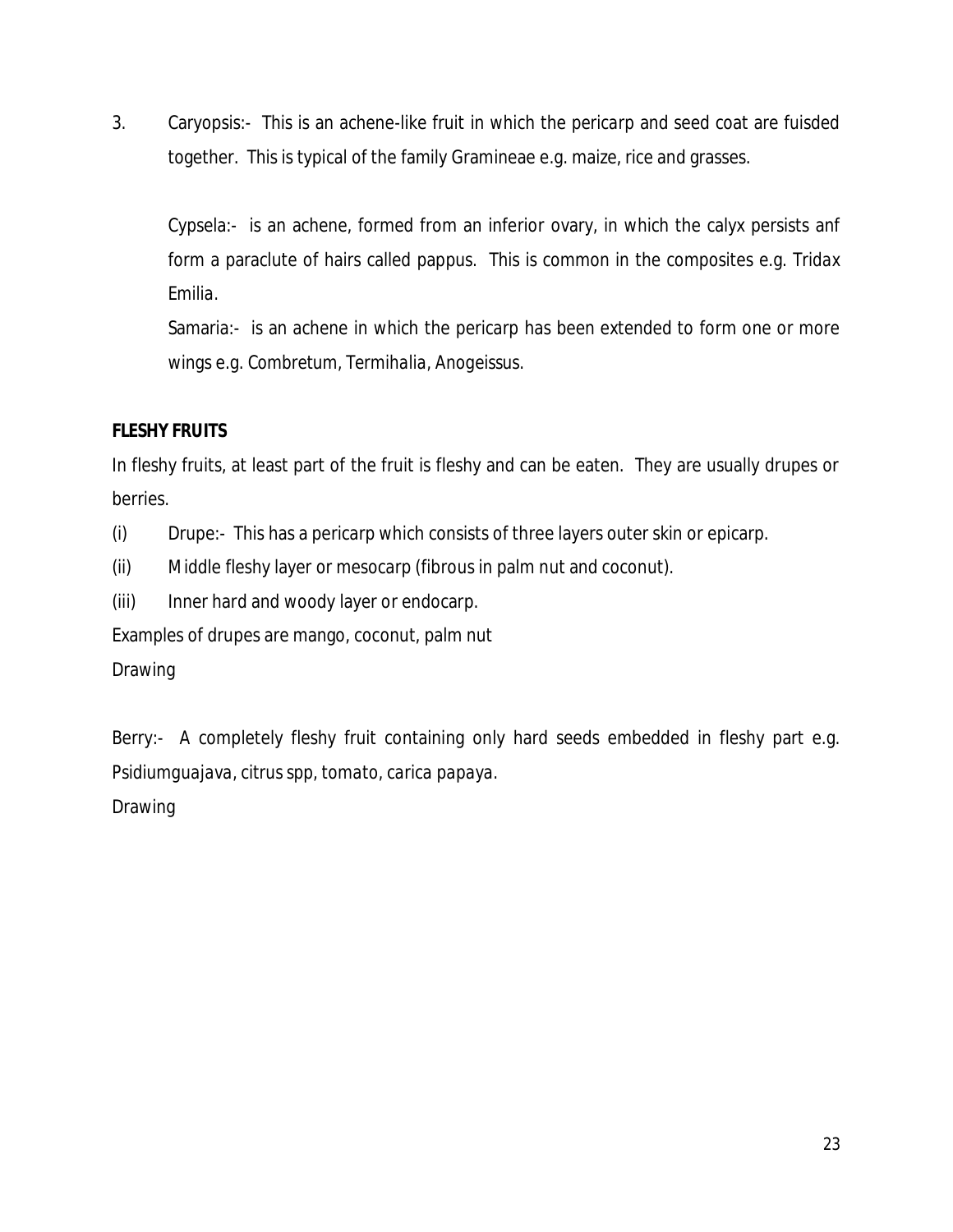3. Caryopsis:- This is an achene-like fruit in which the pericarp and seed coat are fuisded together. This is typical of the family Gramineae e.g. maize, rice and grasses.

   Cypsela:- is an achene, formed from an inferior ovary, in which the calyx persists anf form a paraclute of hairs called pappus. This is common in the composites e.g. *Tridax Emilia*.

   Samaria:- is an achene in which the pericarp has been extended to form one or more wings e.g. *Combretum, Termihalia, Anogeissus*.

**FLESHY FRUITS**

In fleshy fruits, at least part of the fruit is fleshy and can be eaten. They are usually drupes or berries.

(i) Drupe:- This has a pericarp which consists of three layers outer skin or epicarp.

(ii) Middle fleshy layer or mesocarp (fibrous in palm nut and coconut).

(iii) Inner hard and woody layer or endocarp.

Examples of drupes are mango, coconut, palm nut

Drawing

Berry:- A completely fleshy fruit containing only hard seeds embedded in fleshy part e.g. *Psidiumguajava*, citrus spp, *tomato*, *carica papaya*.

Drawing